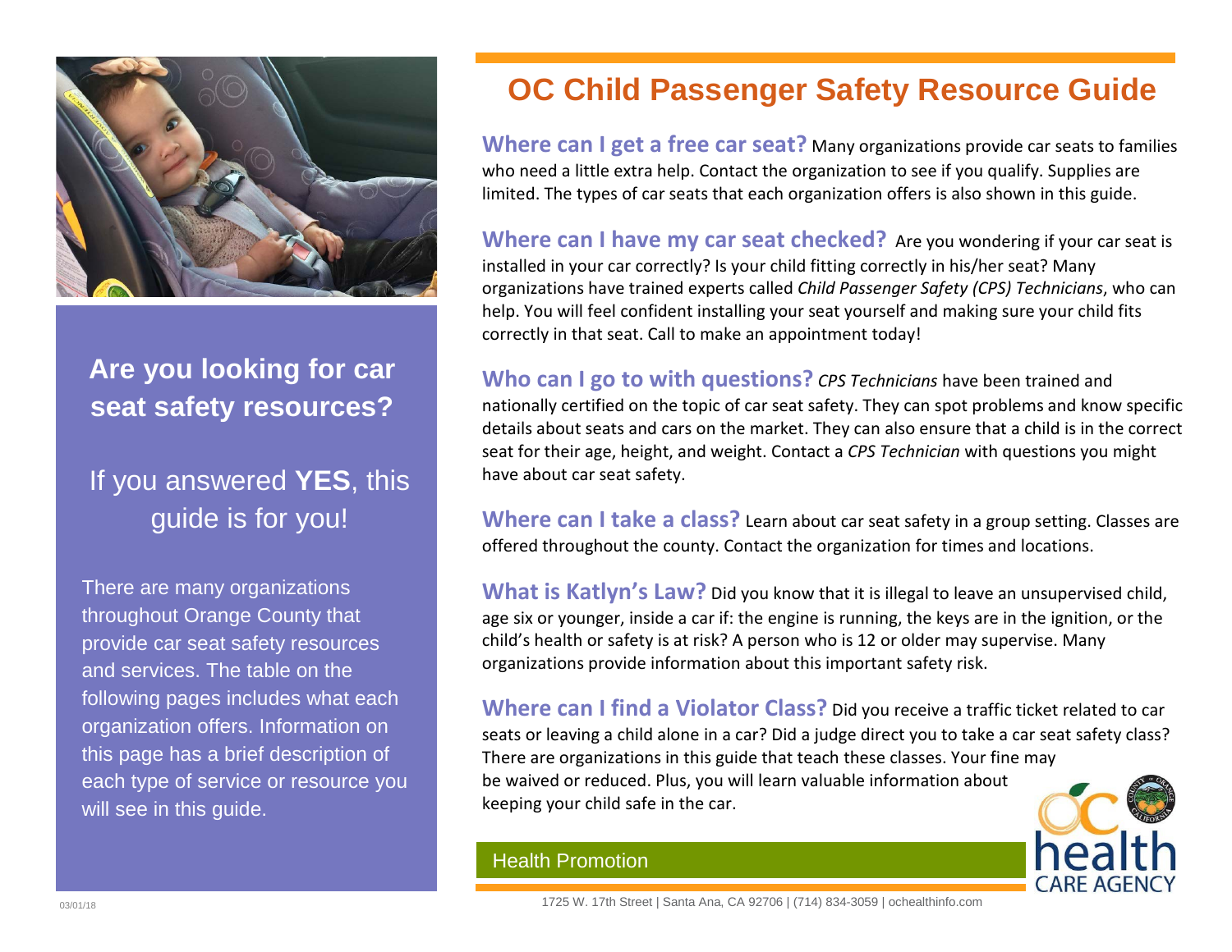**Are you looking for car seat safety resources?**

If you answered **YES**, this guide is for you!

There are many organizations throughout Orange County that provide car seat safety resources and services. The table on the following pages includes what each organization offers. Information on this page has a brief description of each type of service or resource you will see in this guide.

# OC Child Passenger Safety Resource Guide

**Where can I get a free car seat?** Many organizations provide car seats to families who need a little extra help. Contact the organization to see if you qualify. Supplies are limited. The types of car seats that each organization offers is also shown in this guide.

**Where can I have my car seat checked?** Are you wondering if your car seat is installed in your car correctly? Is your child fitting correctly in his/her seat? Many organizations have trained experts called *Child Passenger Safety (CPS) Technicians*, who can help. You will feel confident installing your seat yourself and making sure your child fits correctly in that seat. Call to make an appointment today!

**Who can I go to with questions?** *CPS Technicians* have been trained and nationally certified on the topic of car seat safety. They can spot problems and know specific details about seats and cars on the market. They can also ensure that a child is in the correct seat for their age, height, and weight. Contact a *CPS Technician* with questions you might have about car seat safety.

**Where can I take a class?** Learn about car seat safety in a group setting. Classes are offered throughout the county. Contact the organization for times and locations.

**What is Katlyn's Law?** Did you know that it is illegal to leave an unsupervised child, age six or younger, inside a car if: the engine is running, the keys are in the ignition, or the child's health or safety is at risk? A person who is 12 or older may supervise. Many organizations provide information about this important safety risk.

**Where can I find a Violator Class?** Did you receive a traffic ticket related to car seats or leaving a child alone in a car? Did a judge direct you to take a car seat safety class? There are organizations in this guide that teach these classes. Your fine may be waived or reduced. Plus, you will learn valuable information about keeping your child safe in the car.

Health Promotion

OC health CARE AGENCY

1725 W. 17th Street | Santa Ana, CA 92706 | (714) 834-3059 | ochealthinfo.com

03/01/18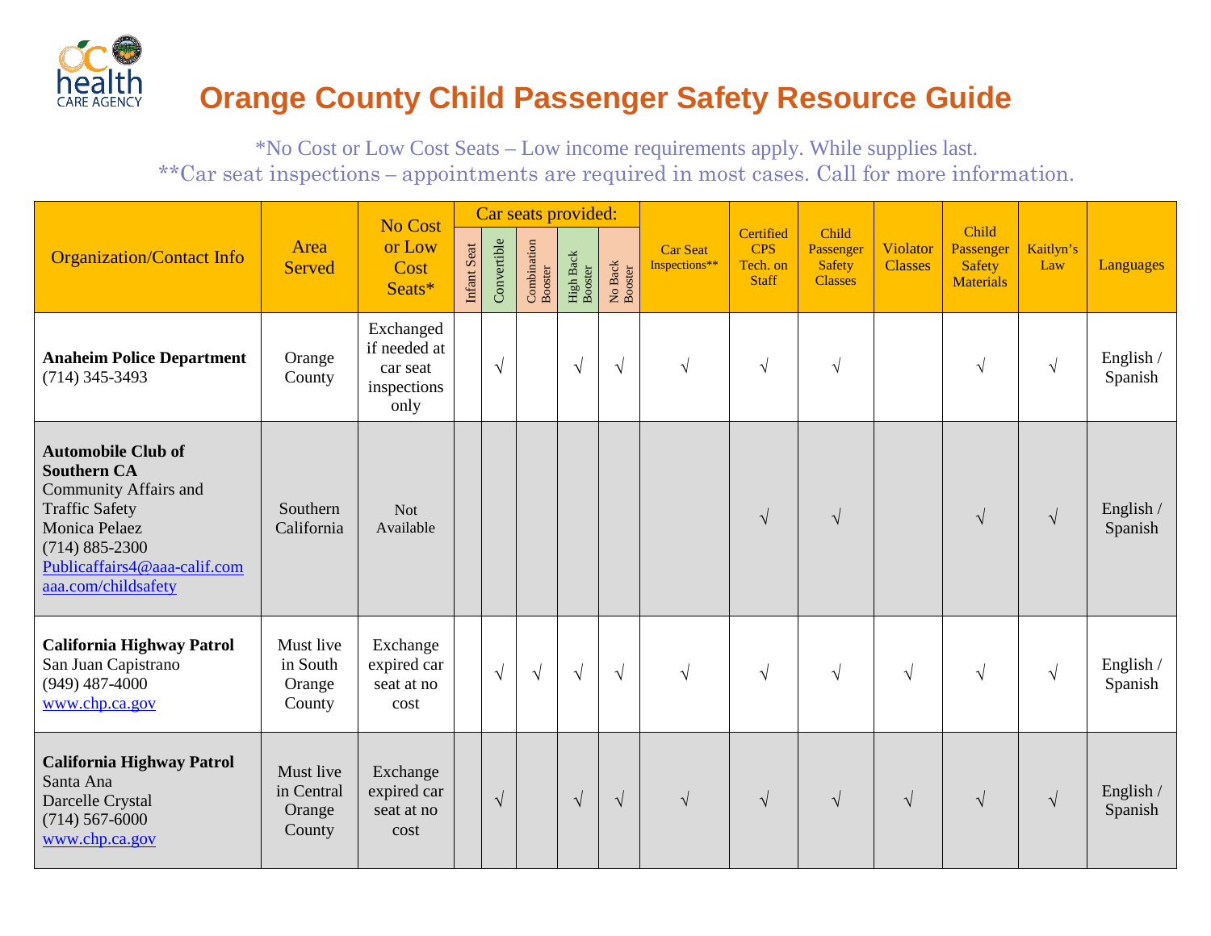# Orange County Child Passenger Safety Resource Guide

*No Cost or Low Cost Seats – Low income requirements apply. While supplies last.
**Car seat inspections – appointments are required in most cases. Call for more information.

| Organization/Contact Info | Area Served | No Cost or Low Cost Seats* | Car seats provided: | | | | | Car Seat Inspections** | Certified CPS Tech. on Staff | Child Passenger Safety Classes | Violator Classes | Child Passenger Safety Materials | Kaitlyn's Law | Languages |
|---|---|---|---|---|---|---|---|---|---|---|---|---|---|---|
| | | | Infant Seat | Convertible | Combination Booster | High Back Booster | No Back Booster | | | | | | | |
| **Anaheim Police Department** (714) 345-3493 | Orange County | Exchanged if needed at car seat inspections only | | √ | | √ | √ | √ | √ | √ | | √ | √ | English / Spanish |
| **Automobile Club of Southern CA** Community Affairs and Traffic Safety Monica Pelaez (714) 885-2300 Publicaffairs4@aaa-calif.com aaa.com/childsafety | Southern California | Not Available | | | | | | | √ | √ | | √ | √ | English / Spanish |
| **California Highway Patrol** San Juan Capistrano (949) 487-4000 www.chp.ca.gov | Must live in South Orange County | Exchange expired car seat at no cost | | √ | √ | √ | √ | √ | √ | √ | √ | √ | √ | English / Spanish |
| **California Highway Patrol** Santa Ana Darcelle Crystal (714) 567-6000 www.chp.ca.gov | Must live in Central Orange County | Exchange expired car seat at no cost | | √ | | √ | √ | √ | √ | √ | √ | √ | √ | English / Spanish |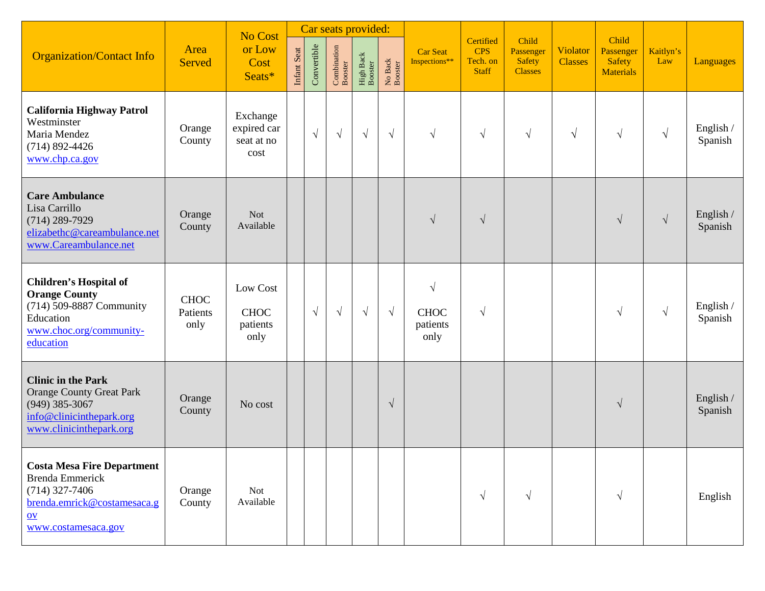| Organization/Contact Info | Area Served | No Cost or Low Cost Seats* | Car seats provided: | | | | | Car Seat Inspections** | Certified CPS Tech. on Staff | Child Passenger Safety Classes | Violator Classes | Child Passenger Safety Materials | Kaitlyn's Law | Languages |
|---|---|---|---|---|---|---|---|---|---|---|---|---|---|---|
| | | | Infant Seat | Convertible | Combination Booster | High Back Booster | No Back Booster | | | | | | | |
| **California Highway Patrol**<br>Westminster<br>Maria Mendez<br>(714) 892-4426<br>www.chp.ca.gov | Orange County | Exchange expired car seat at no cost | | √ | √ | √ | √ | √ | √ | √ | √ | √ | √ | English / Spanish |
| **Care Ambulance**<br>Lisa Carrillo<br>(714) 289-7929<br>elizabethc@careambulance.net<br>www.Careambulance.net | Orange County | Not Available | | | | | | √ | √ | | | √ | √ | English / Spanish |
| **Children's Hospital of Orange County**<br>(714) 509-8887 Community Education<br>www.choc.org/community-education | CHOC Patients only | Low Cost<br><br>CHOC patients only | | √ | √ | √ | √ | √<br><br>CHOC patients only | √ | | | √ | √ | English / Spanish |
| **Clinic in the Park**<br>Orange County Great Park<br>(949) 385-3067<br>info@clinicinthepark.org<br>www.clinicinthepark.org | Orange County | No cost | | | | | √ | | | | | √ | | English / Spanish |
| **Costa Mesa Fire Department**<br>Brenda Emmerick<br>(714) 327-7406<br>brenda.emrick@costamesaca.gov<br>www.costamesaca.gov | Orange County | Not Available | | | | | | | √ | √ | | √ | | English |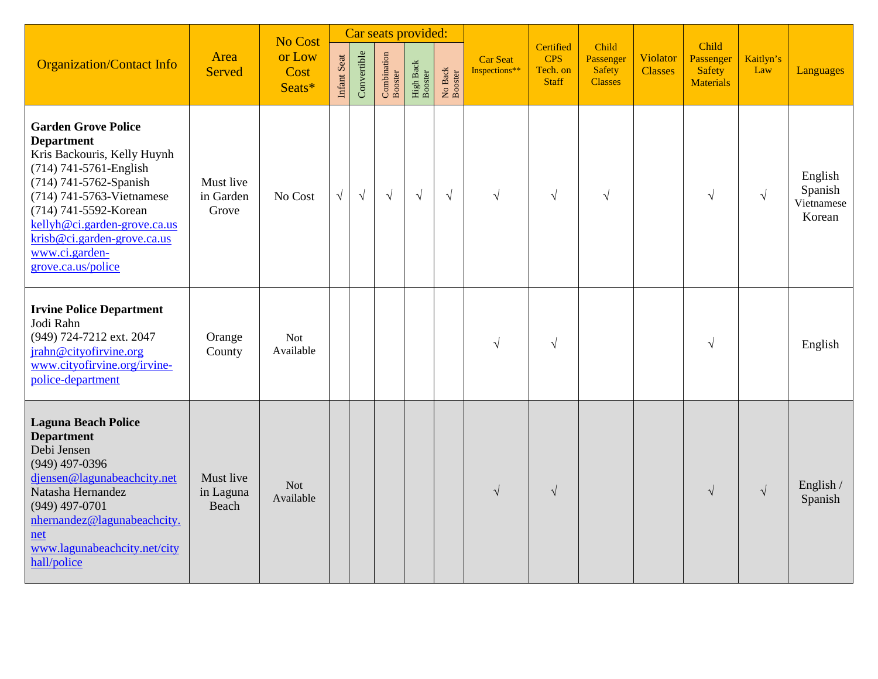| Organization/Contact Info | Area Served | No Cost or Low Cost Seats* | Car seats provided: | | | | | Car Seat Inspections** | Certified CPS Tech. on Staff | Child Passenger Safety Classes | Violator Classes | Child Passenger Safety Materials | Kaitlyn's Law | Languages |
|---|---|---|---|---|---|---|---|---|---|---|---|---|---|---|
| | | | Infant Seat | Convertible | Combination Booster | High Back Booster | No Back Booster | | | | | | | |
| **Garden Grove Police Department**<br>Kris Backouris, Kelly Huynh<br>(714) 741-5761-English<br>(714) 741-5762-Spanish<br>(714) 741-5763-Vietnamese<br>(714) 741-5592-Korean<br>kellyh@ci.garden-grove.ca.us<br>krisb@ci.garden-grove.ca.us<br>www.ci.garden-grove.ca.us/police | Must live in Garden Grove | No Cost | √ | √ | √ | √ | √ | √ | √ | √ | | √ | √ | English<br>Spanish<br>Vietnamese<br>Korean |
| **Irvine Police Department**<br>Jodi Rahn<br>(949) 724-7212 ext. 2047<br>jrahn@cityofirvine.org<br>www.cityofirvine.org/irvine-police-department | Orange County | Not Available | | | | | | √ | √ | | | √ | | English |
| **Laguna Beach Police Department**<br>Debi Jensen<br>(949) 497-0396<br>djensen@lagunabeachcity.net<br>Natasha Hernandez<br>(949) 497-0701<br>nhernandez@lagunabeachcity.net<br>www.lagunabeachcity.net/cityhall/police | Must live in Laguna Beach | Not Available | | | | | | √ | √ | | | √ | √ | English / Spanish |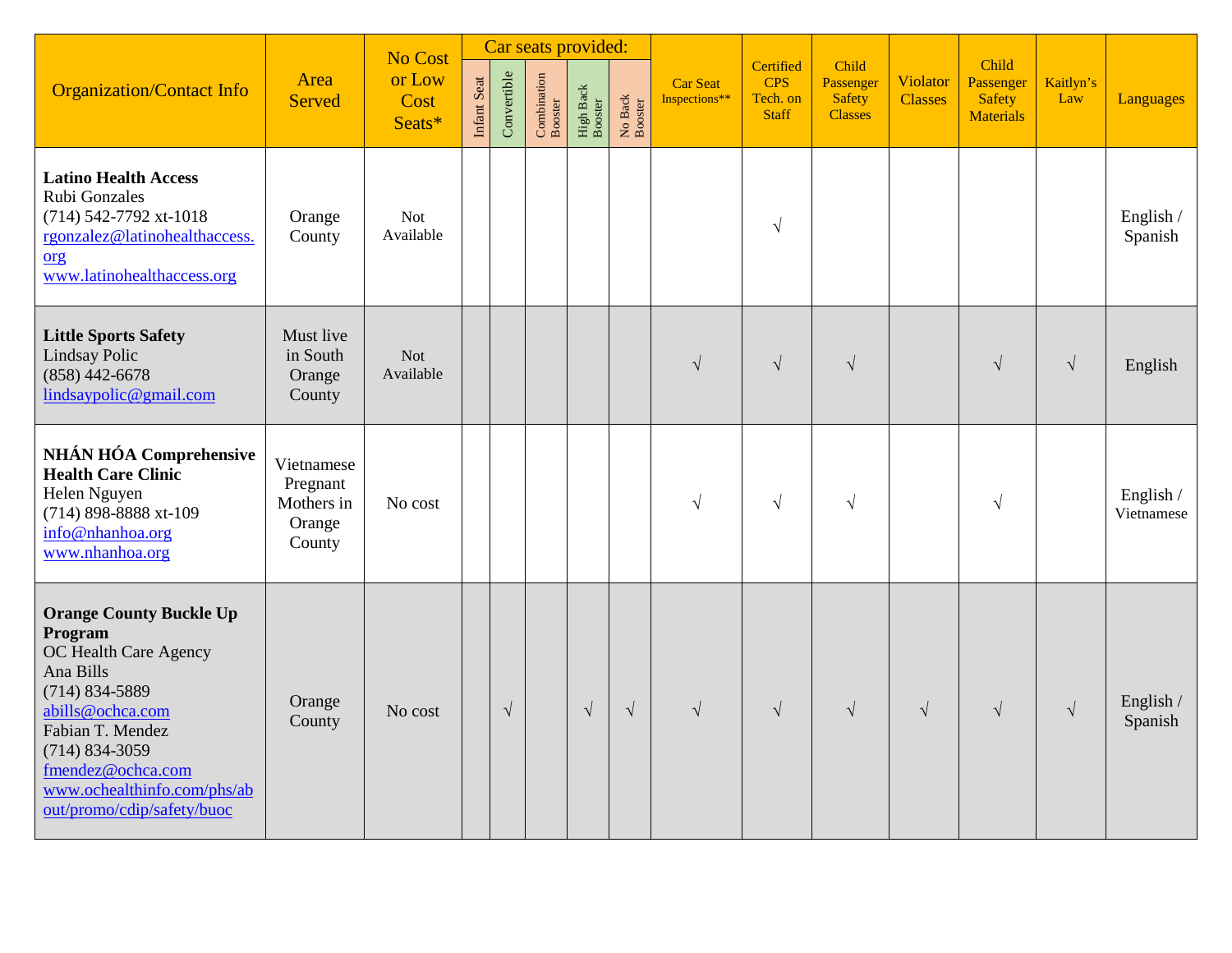| Organization/Contact Info | Area Served | No Cost or Low Cost Seats* | Car seats provided: | | | | | Car Seat Inspections** | Certified CPS Tech. on Staff | Child Passenger Safety Classes | Violator Classes | Child Passenger Safety Materials | Kaitlyn's Law | Languages |
|---|---|---|---|---|---|---|---|---|---|---|---|---|---|---|
| | | | Infant Seat | Convertible | Combination Booster | High Back Booster | No Back Booster | | | | | | | |
| **Latino Health Access**<br>Rubi Gonzales<br>(714) 542-7792 xt-1018<br>rgonzalez@latinohealthaccess.org<br>www.latinohealthaccess.org | Orange County | Not Available | | | | | | | √ | | | | | English / Spanish |
| **Little Sports Safety**<br>Lindsay Polic<br>(858) 442-6678<br>lindsaypolic@gmail.com | Must live in South Orange County | Not Available | | | | | | √ | √ | √ | | √ | √ | English |
| **NHÁN HÓA Comprehensive Health Care Clinic**<br>Helen Nguyen<br>(714) 898-8888 xt-109<br>info@nhanhoa.org<br>www.nhanhoa.org | Vietnamese Pregnant Mothers in Orange County | No cost | | | | | | √ | √ | √ | | √ | | English / Vietnamese |
| **Orange County Buckle Up Program**<br>OC Health Care Agency<br>Ana Bills<br>(714) 834-5889<br>abills@ochca.com<br>Fabian T. Mendez<br>(714) 834-3059<br>fmendez@ochca.com<br>www.ochealthinfo.com/phs/about/promo/cdip/safety/buoc | Orange County | No cost | | √ | | √ | √ | √ | √ | √ | √ | √ | √ | English / Spanish |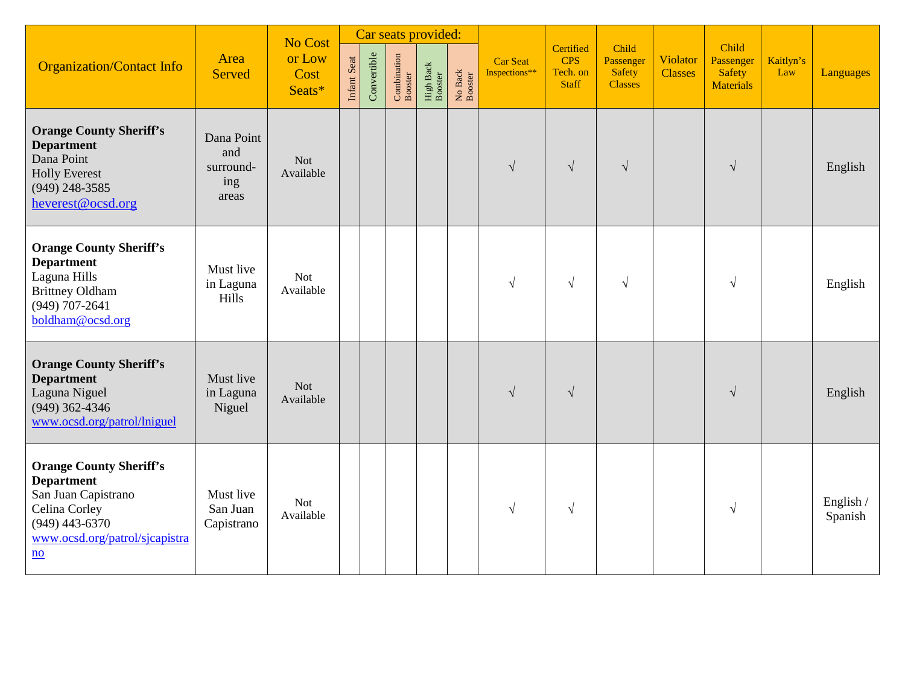| Organization/Contact Info | Area Served | No Cost or Low Cost Seats* | Car seats provided: | | | | | Car Seat Inspections** | Certified CPS Tech. on Staff | Child Passenger Safety Classes | Violator Classes | Child Passenger Safety Materials | Kaitlyn's Law | Languages |
|---|---|---|---|---|---|---|---|---|---|---|---|---|---|---|
| | | | Infant Seat | Convertible | Combination Booster | High Back Booster | No Back Booster | | | | | | | |
| **Orange County Sheriff's Department** Dana Point Holly Everest (949) 248-3585 heverest@ocsd.org | Dana Point and surrounding areas | Not Available | | | | | | √ | √ | √ | | √ | | English |
| **Orange County Sheriff's Department** Laguna Hills Brittney Oldham (949) 707-2641 boldham@ocsd.org | Must live in Laguna Hills | Not Available | | | | | | √ | √ | √ | | √ | | English |
| **Orange County Sheriff's Department** Laguna Niguel (949) 362-4346 www.ocsd.org/patrol/lniguel | Must live in Laguna Niguel | Not Available | | | | | | √ | √ | | | √ | | English |
| **Orange County Sheriff's Department** San Juan Capistrano Celina Corley (949) 443-6370 www.ocsd.org/patrol/sjcapistrano | Must live San Juan Capistrano | Not Available | | | | | | √ | √ | | | √ | | English / Spanish |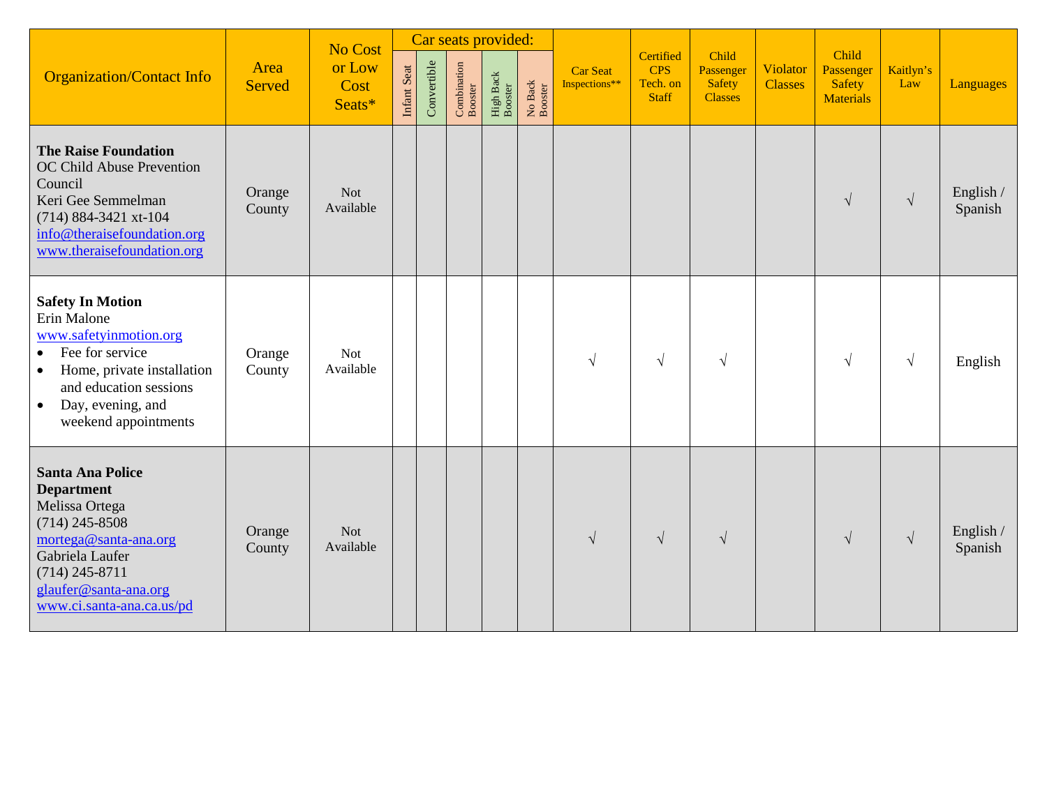| Organization/Contact Info | Area Served | No Cost or Low Cost Seats* | Car seats provided: | | | | | Car Seat Inspections** | Certified CPS Tech. on Staff | Child Passenger Safety Classes | Violator Classes | Child Passenger Safety Materials | Kaitlyn's Law | Languages |
|---|---|---|---|---|---|---|---|---|---|---|---|---|---|---|
| | | | Infant Seat | Convertible | Combination Booster | High Back Booster | No Back Booster | | | | | | | |
| **The Raise Foundation**<br>OC Child Abuse Prevention Council<br>Keri Gee Semmelman<br>(714) 884-3421 xt-104<br>info@theraisefoundation.org<br>www.theraisefoundation.org | Orange County | Not Available | | | | | | | | | | √ | √ | English / Spanish |
| **Safety In Motion**<br>Erin Malone<br>www.safetyinmotion.org<br>• Fee for service<br>• Home, private installation and education sessions<br>• Day, evening, and weekend appointments | Orange County | Not Available | | | | | | √ | √ | √ | | √ | √ | English |
| **Santa Ana Police Department**<br>Melissa Ortega<br>(714) 245-8508<br>mortega@santa-ana.org<br>Gabriela Laufer<br>(714) 245-8711<br>glaufer@santa-ana.org<br>www.ci.santa-ana.ca.us/pd | Orange County | Not Available | | | | | | √ | √ | √ | | √ | √ | English / Spanish |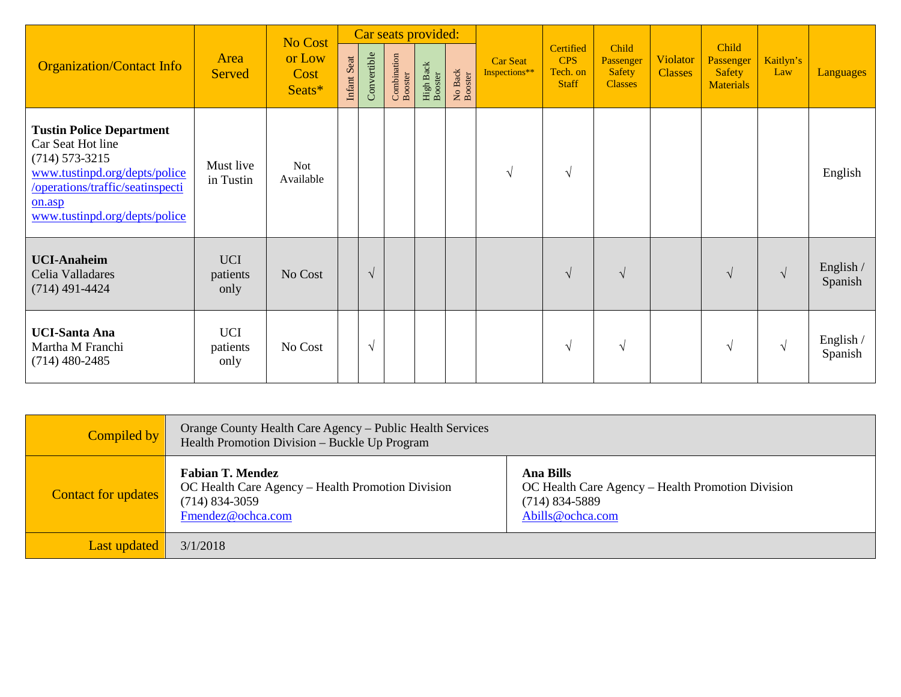| Organization/Contact Info | Area Served | No Cost or Low Cost Seats* | Car seats provided: | | | | | Car Seat Inspections** | Certified CPS Tech. on Staff | Child Passenger Safety Classes | Violator Classes | Child Passenger Safety Materials | Kaitlyn's Law | Languages |
|---|---|---|---|---|---|---|---|---|---|---|---|---|---|---|
| | | | Infant Seat | Convertible | Combination Booster | High Back Booster | No Back Booster | | | | | | | |
| **Tustin Police Department**<br>Car Seat Hot line<br>(714) 573-3215<br>www.tustinpd.org/depts/police/operations/traffic/seatinspection.asp<br>www.tustinpd.org/depts/police | Must live in Tustin | Not Available | | | | | | √ | √ | | | | | English |
| **UCI-Anaheim**<br>Celia Valladares<br>(714) 491-4424 | UCI patients only | No Cost | | √ | | | | | √ | √ | | √ | √ | English / Spanish |
| **UCI-Santa Ana**<br>Martha M Franchi<br>(714) 480-2485 | UCI patients only | No Cost | | √ | | | | | √ | √ | | √ | √ | English / Spanish |

| | | |
|---|---|---|
| Compiled by | Orange County Health Care Agency – Public Health Services<br>Health Promotion Division – Buckle Up Program | |
| Contact for updates | **Fabian T. Mendez**<br>OC Health Care Agency – Health Promotion Division<br>(714) 834-3059<br>Fmendez@ochca.com | **Ana Bills**<br>OC Health Care Agency – Health Promotion Division<br>(714) 834-5889<br>Abills@ochca.com |
| Last updated | 3/1/2018 | |